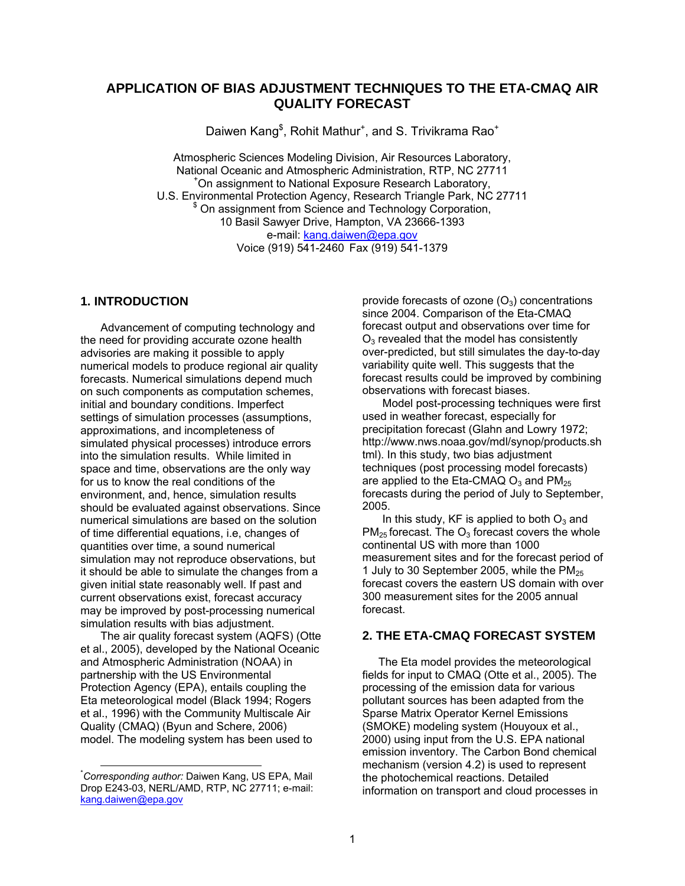# APPLICATION OF BIAS ADJUSTMENT TECHNIQUES TO THE ETA-CMAQ AIR QUALITY FORECAST

Daiwen Kang[$], Rohit Mathur[+], and S. Trivikrama Rao[+]

Atmospheric Sciences Modeling Division, Air Resources Laboratory,
National Oceanic and Atmospheric Administration, RTP, NC 27711
[+]On assignment to National Exposure Research Laboratory,
U.S. Environmental Protection Agency, Research Triangle Park, NC 27711
[$] On assignment from Science and Technology Corporation,
10 Basil Sawyer Drive, Hampton, VA 23666-1393
e-mail: kang.daiwen@epa.gov
Voice (919) 541-2460 Fax (919) 541-1379

## 1. INTRODUCTION

Advancement of computing technology and the need for providing accurate ozone health advisories are making it possible to apply numerical models to produce regional air quality forecasts. Numerical simulations depend much on such components as computation schemes, initial and boundary conditions. Imperfect settings of simulation processes (assumptions, approximations, and incompleteness of simulated physical processes) introduce errors into the simulation results. While limited in space and time, observations are the only way for us to know the real conditions of the environment, and, hence, simulation results should be evaluated against observations. Since numerical simulations are based on the solution of time differential equations, i.e, changes of quantities over time, a sound numerical simulation may not reproduce observations, but it should be able to simulate the changes from a given initial state reasonably well. If past and current observations exist, forecast accuracy may be improved by post-processing numerical simulation results with bias adjustment.

The air quality forecast system (AQFS) (Otte et al., 2005), developed by the National Oceanic and Atmospheric Administration (NOAA) in partnership with the US Environmental Protection Agency (EPA), entails coupling the Eta meteorological model (Black 1994; Rogers et al., 1996) with the Community Multiscale Air Quality (CMAQ) (Byun and Schere, 2006) model. The modeling system has been used to provide forecasts of ozone ($O_3$) concentrations since 2004. Comparison of the Eta-CMAQ forecast output and observations over time for $O_3$ revealed that the model has consistently over-predicted, but still simulates the day-to-day variability quite well. This suggests that the forecast results could be improved by combining observations with forecast biases.

Model post-processing techniques were first used in weather forecast, especially for precipitation forecast (Glahn and Lowry 1972; http://www.nws.noaa.gov/mdl/synop/products.shtml). In this study, two bias adjustment techniques (post processing model forecasts) are applied to the Eta-CMAQ $O_3$ and $PM_{25}$ forecasts during the period of July to September, 2005.

In this study, KF is applied to both $O_3$ and $PM_{25}$ forecast. The $O_3$ forecast covers the whole continental US with more than 1000 measurement sites and for the forecast period of 1 July to 30 September 2005, while the $PM_{25}$ forecast covers the eastern US domain with over 300 measurement sites for the 2005 annual forecast.

## 2. THE ETA-CMAQ FORECAST SYSTEM

The Eta model provides the meteorological fields for input to CMAQ (Otte et al., 2005). The processing of the emission data for various pollutant sources has been adapted from the Sparse Matrix Operator Kernel Emissions (SMOKE) modeling system (Houyoux et al., 2000) using input from the U.S. EPA national emission inventory. The Carbon Bond chemical mechanism (version 4.2) is used to represent the photochemical reactions. Detailed information on transport and cloud processes in

---

[*]*Corresponding author:* Daiwen Kang, US EPA, Mail Drop E243-03, NERL/AMD, RTP, NC 27711; e-mail: kang.daiwen@epa.gov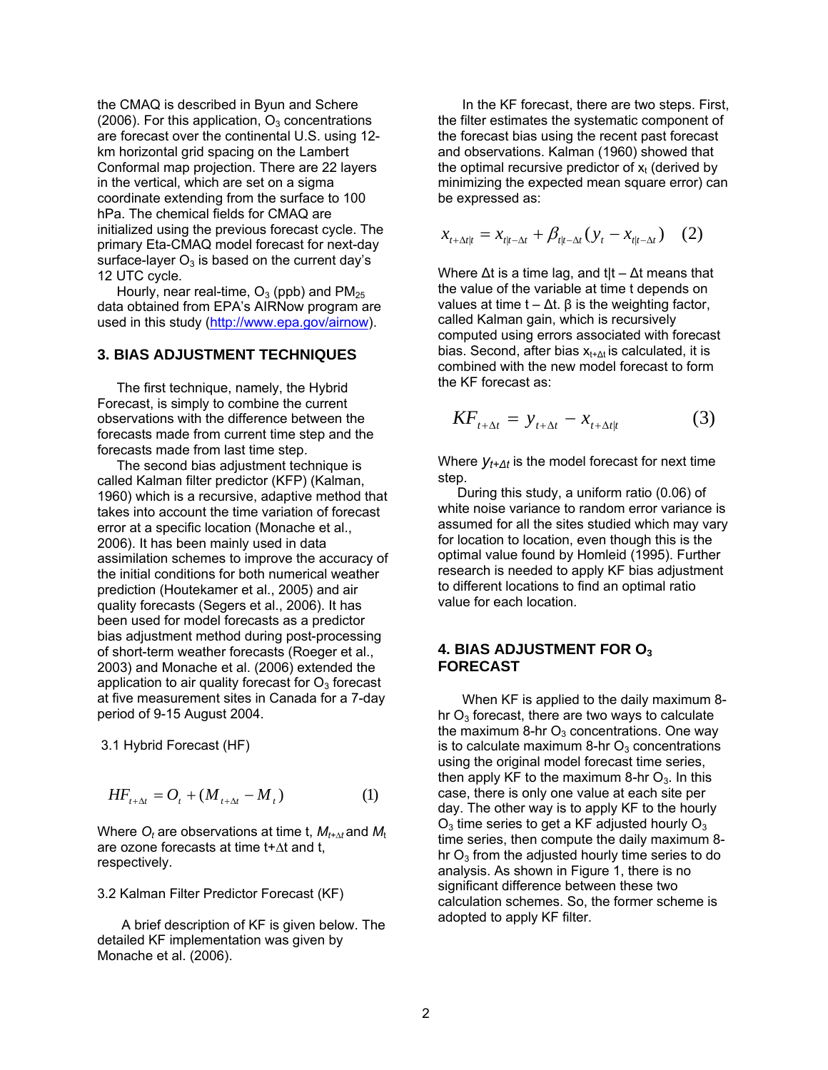the CMAQ is described in Byun and Schere (2006). For this application, $O_3$ concentrations are forecast over the continental U.S. using 12-km horizontal grid spacing on the Lambert Conformal map projection. There are 22 layers in the vertical, which are set on a sigma coordinate extending from the surface to 100 hPa. The chemical fields for CMAQ are initialized using the previous forecast cycle. The primary Eta-CMAQ model forecast for next-day surface-layer $O_3$ is based on the current day's 12 UTC cycle.

Hourly, near real-time, $O_3$ (ppb) and $PM_{25}$ data obtained from EPA's AIRNow program are used in this study (http://www.epa.gov/airnow).

## 3. BIAS ADJUSTMENT TECHNIQUES

The first technique, namely, the Hybrid Forecast, is simply to combine the current observations with the difference between the forecasts made from current time step and the forecasts made from last time step.

The second bias adjustment technique is called Kalman filter predictor (KFP) (Kalman, 1960) which is a recursive, adaptive method that takes into account the time variation of forecast error at a specific location (Monache et al., 2006). It has been mainly used in data assimilation schemes to improve the accuracy of the initial conditions for both numerical weather prediction (Houtekamer et al., 2005) and air quality forecasts (Segers et al., 2006). It has been used for model forecasts as a predictor bias adjustment method during post-processing of short-term weather forecasts (Roeger et al., 2003) and Monache et al. (2006) extended the application to air quality forecast for $O_3$ forecast at five measurement sites in Canada for a 7-day period of 9-15 August 2004.

### 3.1 Hybrid Forecast (HF)

$$HF_{t+\Delta t} = O_t + (M_{t+\Delta t} - M_t) \qquad (1)$$

Where $O_t$ are observations at time t, $M_{t+\Delta t}$ and $M_t$ are ozone forecasts at time t+$\Delta$t and t, respectively.

### 3.2 Kalman Filter Predictor Forecast (KF)

A brief description of KF is given below. The detailed KF implementation was given by Monache et al. (2006).

In the KF forecast, there are two steps. First, the filter estimates the systematic component of the forecast bias using the recent past forecast and observations. Kalman (1960) showed that the optimal recursive predictor of $x_t$ (derived by minimizing the expected mean square error) can be expressed as:

$$x_{t+\Delta t|t} = x_{t|t-\Delta t} + \beta_{t|t-\Delta t}(y_t - x_{t|t-\Delta t}) \qquad (2)$$

Where Δt is a time lag, and t|t – Δt means that the value of the variable at time t depends on values at time t – Δt. β is the weighting factor, called Kalman gain, which is recursively computed using errors associated with forecast bias. Second, after bias $x_{t+\Delta t}$ is calculated, it is combined with the new model forecast to form the KF forecast as:

$$KF_{t+\Delta t} = y_{t+\Delta t} - x_{t+\Delta t|t} \qquad (3)$$

Where $y_{t+\Delta t}$ is the model forecast for next time step.

During this study, a uniform ratio (0.06) of white noise variance to random error variance is assumed for all the sites studied which may vary for location to location, even though this is the optimal value found by Homleid (1995). Further research is needed to apply KF bias adjustment to different locations to find an optimal ratio value for each location.

## 4. BIAS ADJUSTMENT FOR $O_3$ FORECAST

When KF is applied to the daily maximum 8-hr $O_3$ forecast, there are two ways to calculate the maximum 8-hr $O_3$ concentrations. One way is to calculate maximum 8-hr $O_3$ concentrations using the original model forecast time series, then apply KF to the maximum 8-hr $O_3$. In this case, there is only one value at each site per day. The other way is to apply KF to the hourly $O_3$ time series to get a KF adjusted hourly $O_3$ time series, then compute the daily maximum 8-hr $O_3$ from the adjusted hourly time series to do analysis. As shown in Figure 1, there is no significant difference between these two calculation schemes. So, the former scheme is adopted to apply KF filter.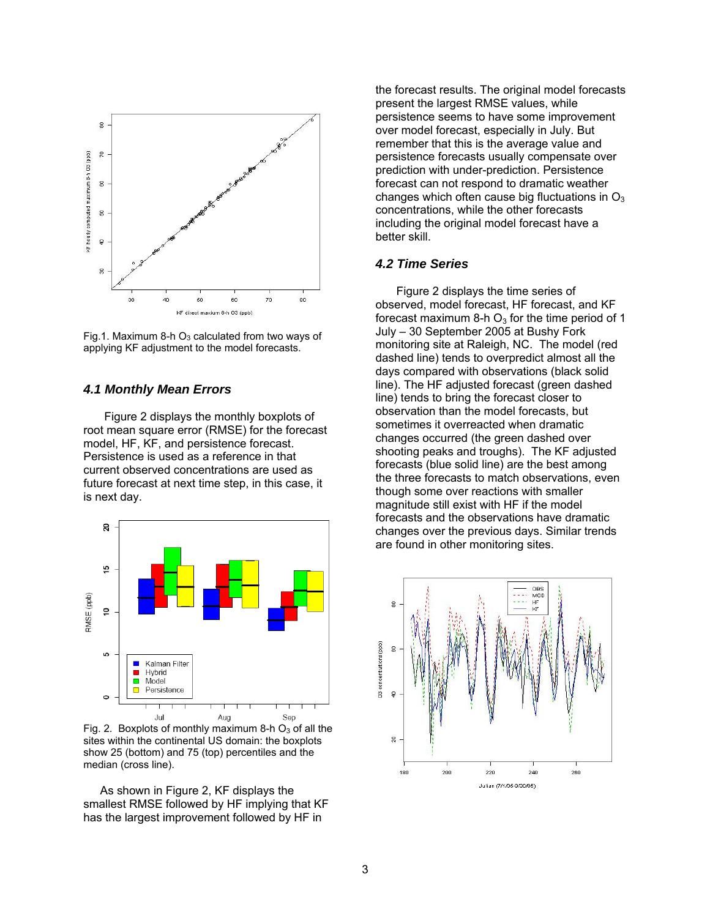Fig.1. Maximum 8-h $O_3$ calculated from two ways of applying KF adjustment to the model forecasts.

### *4.1 Monthly Mean Errors*

Figure 2 displays the monthly boxplots of root mean square error (RMSE) for the forecast model, HF, KF, and persistence forecast. Persistence is used as a reference in that current observed concentrations are used as future forecast at next time step, in this case, it is next day.

Fig. 2. Boxplots of monthly maximum 8-h $O_3$ of all the sites within the continental US domain: the boxplots show 25 (bottom) and 75 (top) percentiles and the median (cross line).

As shown in Figure 2, KF displays the smallest RMSE followed by HF implying that KF has the largest improvement followed by HF in the forecast results. The original model forecasts present the largest RMSE values, while persistence seems to have some improvement over model forecast, especially in July. But remember that this is the average value and persistence forecasts usually compensate over prediction with under-prediction. Persistence forecast can not respond to dramatic weather changes which often cause big fluctuations in $O_3$ concentrations, while the other forecasts including the original model forecast have a better skill.

### *4.2 Time Series*

Figure 2 displays the time series of observed, model forecast, HF forecast, and KF forecast maximum 8-h $O_3$ for the time period of 1 July – 30 September 2005 at Bushy Fork monitoring site at Raleigh, NC. The model (red dashed line) tends to overpredict almost all the days compared with observations (black solid line). The HF adjusted forecast (green dashed line) tends to bring the forecast closer to observation than the model forecasts, but sometimes it overreacted when dramatic changes occurred (the green dashed over shooting peaks and troughs). The KF adjusted forecasts (blue solid line) are the best among the three forecasts to match observations, even though some over reactions with smaller magnitude still exist with HF if the model forecasts and the observations have dramatic changes over the previous days. Similar trends are found in other monitoring sites.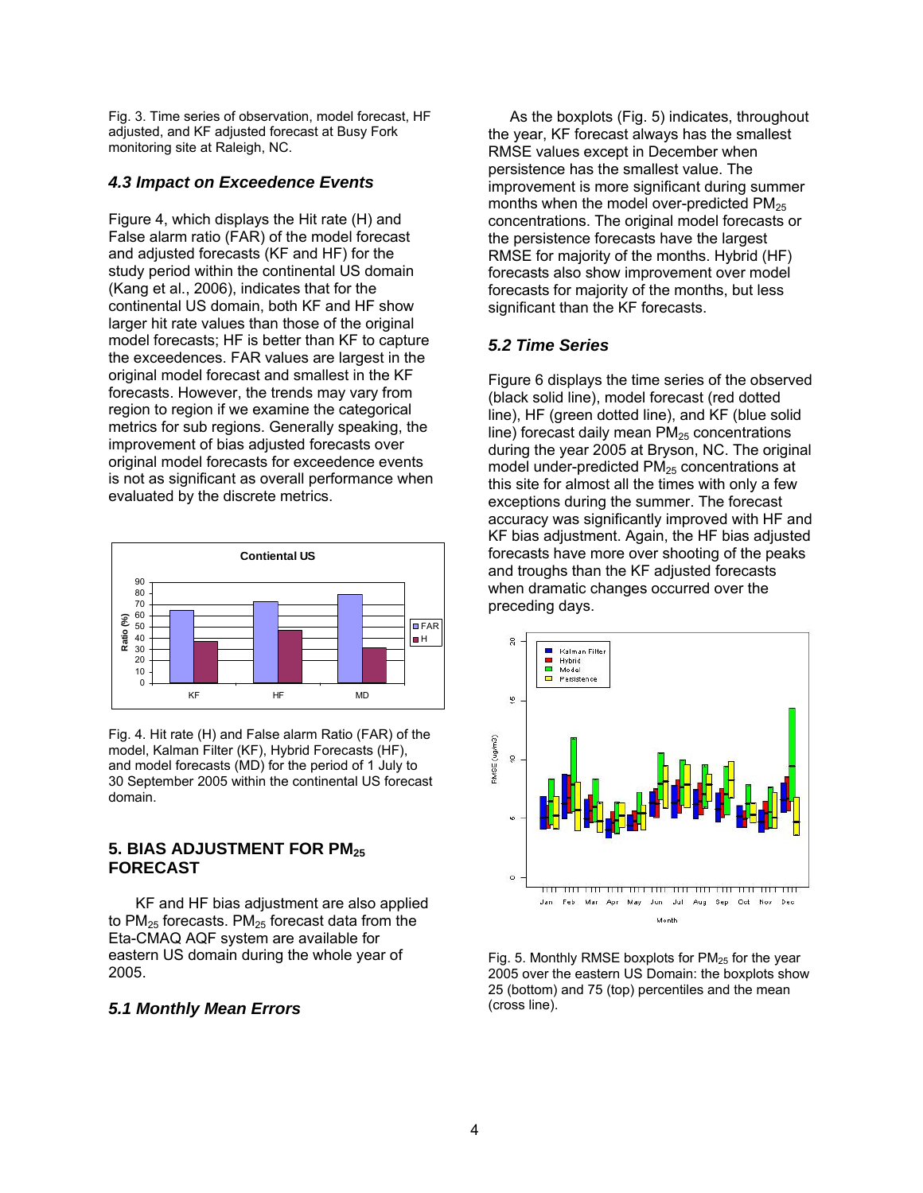Fig. 3. Time series of observation, model forecast, HF adjusted, and KF adjusted forecast at Busy Fork monitoring site at Raleigh, NC.

### *4.3 Impact on Exceedence Events*

Figure 4, which displays the Hit rate (H) and False alarm ratio (FAR) of the model forecast and adjusted forecasts (KF and HF) for the study period within the continental US domain (Kang et al., 2006), indicates that for the continental US domain, both KF and HF show larger hit rate values than those of the original model forecasts; HF is better than KF to capture the exceedences. FAR values are largest in the original model forecast and smallest in the KF forecasts. However, the trends may vary from region to region if we examine the categorical metrics for sub regions. Generally speaking, the improvement of bias adjusted forecasts over original model forecasts for exceedence events is not as significant as overall performance when evaluated by the discrete metrics.

Fig. 4. Hit rate (H) and False alarm Ratio (FAR) of the model, Kalman Filter (KF), Hybrid Forecasts (HF), and model forecasts (MD) for the period of 1 July to 30 September 2005 within the continental US forecast domain.

## 5. BIAS ADJUSTMENT FOR $PM_{25}$ FORECAST

KF and HF bias adjustment are also applied to $PM_{25}$ forecasts. $PM_{25}$ forecast data from the Eta-CMAQ AQF system are available for eastern US domain during the whole year of 2005.

### *5.1 Monthly Mean Errors*

As the boxplots (Fig. 5) indicates, throughout the year, KF forecast always has the smallest RMSE values except in December when persistence has the smallest value. The improvement is more significant during summer months when the model over-predicted $PM_{25}$ concentrations. The original model forecasts or the persistence forecasts have the largest RMSE for majority of the months. Hybrid (HF) forecasts also show improvement over model forecasts for majority of the months, but less significant than the KF forecasts.

### *5.2 Time Series*

Figure 6 displays the time series of the observed (black solid line), model forecast (red dotted line), HF (green dotted line), and KF (blue solid line) forecast daily mean $PM_{25}$ concentrations during the year 2005 at Bryson, NC. The original model under-predicted $PM_{25}$ concentrations at this site for almost all the times with only a few exceptions during the summer. The forecast accuracy was significantly improved with HF and KF bias adjustment. Again, the HF bias adjusted forecasts have more over shooting of the peaks and troughs than the KF adjusted forecasts when dramatic changes occurred over the preceding days.

Fig. 5. Monthly RMSE boxplots for $PM_{25}$ for the year 2005 over the eastern US Domain: the boxplots show 25 (bottom) and 75 (top) percentiles and the mean (cross line).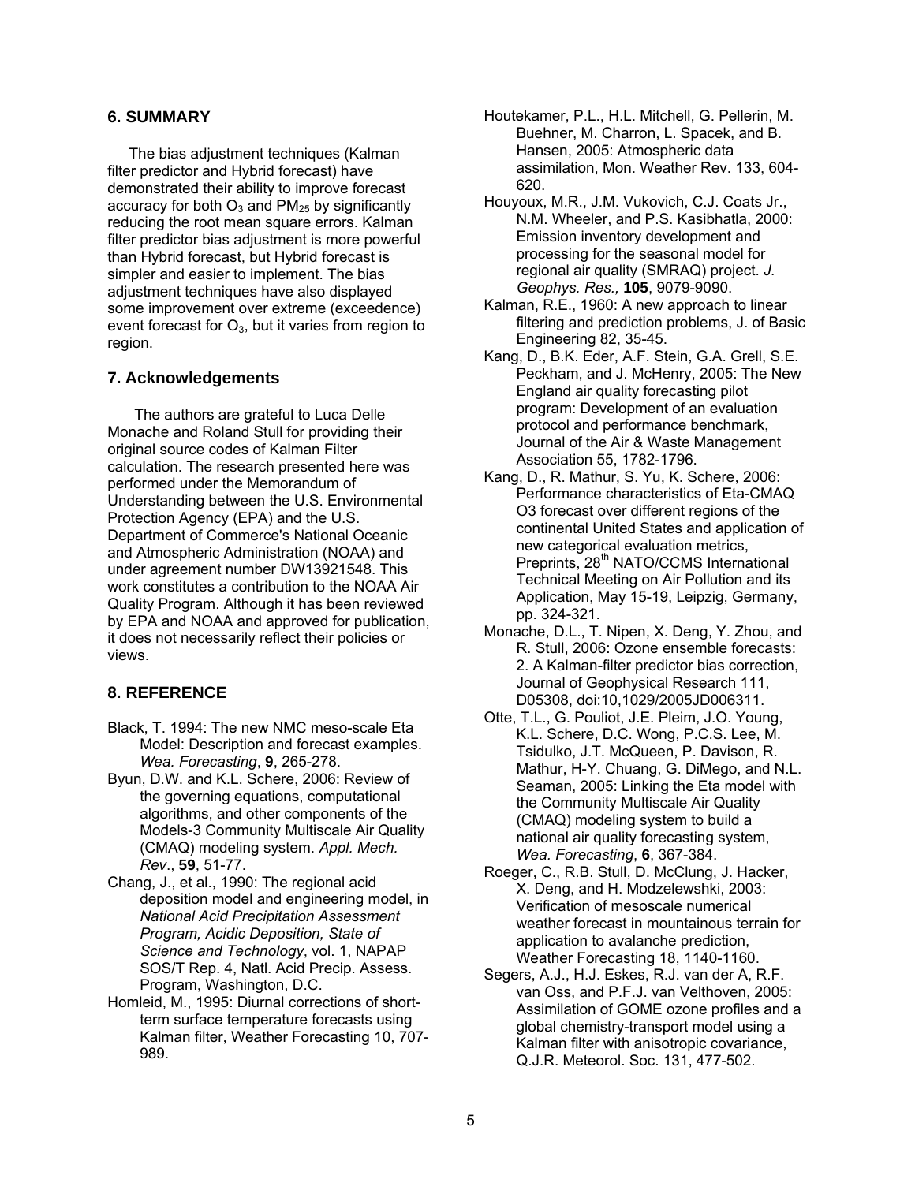## 6. SUMMARY

The bias adjustment techniques (Kalman filter predictor and Hybrid forecast) have demonstrated their ability to improve forecast accuracy for both $O_3$ and $PM_{25}$ by significantly reducing the root mean square errors. Kalman filter predictor bias adjustment is more powerful than Hybrid forecast, but Hybrid forecast is simpler and easier to implement. The bias adjustment techniques have also displayed some improvement over extreme (exceedence) event forecast for $O_3$, but it varies from region to region.

## 7. Acknowledgements

The authors are grateful to Luca Delle Monache and Roland Stull for providing their original source codes of Kalman Filter calculation. The research presented here was performed under the Memorandum of Understanding between the U.S. Environmental Protection Agency (EPA) and the U.S. Department of Commerce's National Oceanic and Atmospheric Administration (NOAA) and under agreement number DW13921548. This work constitutes a contribution to the NOAA Air Quality Program. Although it has been reviewed by EPA and NOAA and approved for publication, it does not necessarily reflect their policies or views.

## 8. REFERENCE

Black, T. 1994: The new NMC meso-scale Eta Model: Description and forecast examples. *Wea. Forecasting*, **9**, 265-278.

Byun, D.W. and K.L. Schere, 2006: Review of the governing equations, computational algorithms, and other components of the Models-3 Community Multiscale Air Quality (CMAQ) modeling system. *Appl. Mech. Rev*., **59**, 51-77.

Chang, J., et al., 1990: The regional acid deposition model and engineering model, in *National Acid Precipitation Assessment Program, Acidic Deposition, State of Science and Technology*, vol. 1, NAPAP SOS/T Rep. 4, Natl. Acid Precip. Assess. Program, Washington, D.C.

Homleid, M., 1995: Diurnal corrections of short-term surface temperature forecasts using Kalman filter, Weather Forecasting 10, 707-989.

Houtekamer, P.L., H.L. Mitchell, G. Pellerin, M. Buehner, M. Charron, L. Spacek, and B. Hansen, 2005: Atmospheric data assimilation, Mon. Weather Rev. 133, 604-620.

Houyoux, M.R., J.M. Vukovich, C.J. Coats Jr., N.M. Wheeler, and P.S. Kasibhatla, 2000: Emission inventory development and processing for the seasonal model for regional air quality (SMRAQ) project. *J. Geophys. Res.,* **105**, 9079-9090.

Kalman, R.E., 1960: A new approach to linear filtering and prediction problems, J. of Basic Engineering 82, 35-45.

Kang, D., B.K. Eder, A.F. Stein, G.A. Grell, S.E. Peckham, and J. McHenry, 2005: The New England air quality forecasting pilot program: Development of an evaluation protocol and performance benchmark, Journal of the Air & Waste Management Association 55, 1782-1796.

Kang, D., R. Mathur, S. Yu, K. Schere, 2006: Performance characteristics of Eta-CMAQ O3 forecast over different regions of the continental United States and application of new categorical evaluation metrics, Preprints, 28th NATO/CCMS International Technical Meeting on Air Pollution and its Application, May 15-19, Leipzig, Germany, pp. 324-321.

Monache, D.L., T. Nipen, X. Deng, Y. Zhou, and R. Stull, 2006: Ozone ensemble forecasts: 2. A Kalman-filter predictor bias correction, Journal of Geophysical Research 111, D05308, doi:10,1029/2005JD006311.

Otte, T.L., G. Pouliot, J.E. Pleim, J.O. Young, K.L. Schere, D.C. Wong, P.C.S. Lee, M. Tsidulko, J.T. McQueen, P. Davison, R. Mathur, H-Y. Chuang, G. DiMego, and N.L. Seaman, 2005: Linking the Eta model with the Community Multiscale Air Quality (CMAQ) modeling system to build a national air quality forecasting system, *Wea. Forecasting*, **6**, 367-384.

Roeger, C., R.B. Stull, D. McClung, J. Hacker, X. Deng, and H. Modzelewshki, 2003: Verification of mesoscale numerical weather forecast in mountainous terrain for application to avalanche prediction, Weather Forecasting 18, 1140-1160.

Segers, A.J., H.J. Eskes, R.J. van der A, R.F. van Oss, and P.F.J. van Velthoven, 2005: Assimilation of GOME ozone profiles and a global chemistry-transport model using a Kalman filter with anisotropic covariance, Q.J.R. Meteorol. Soc. 131, 477-502.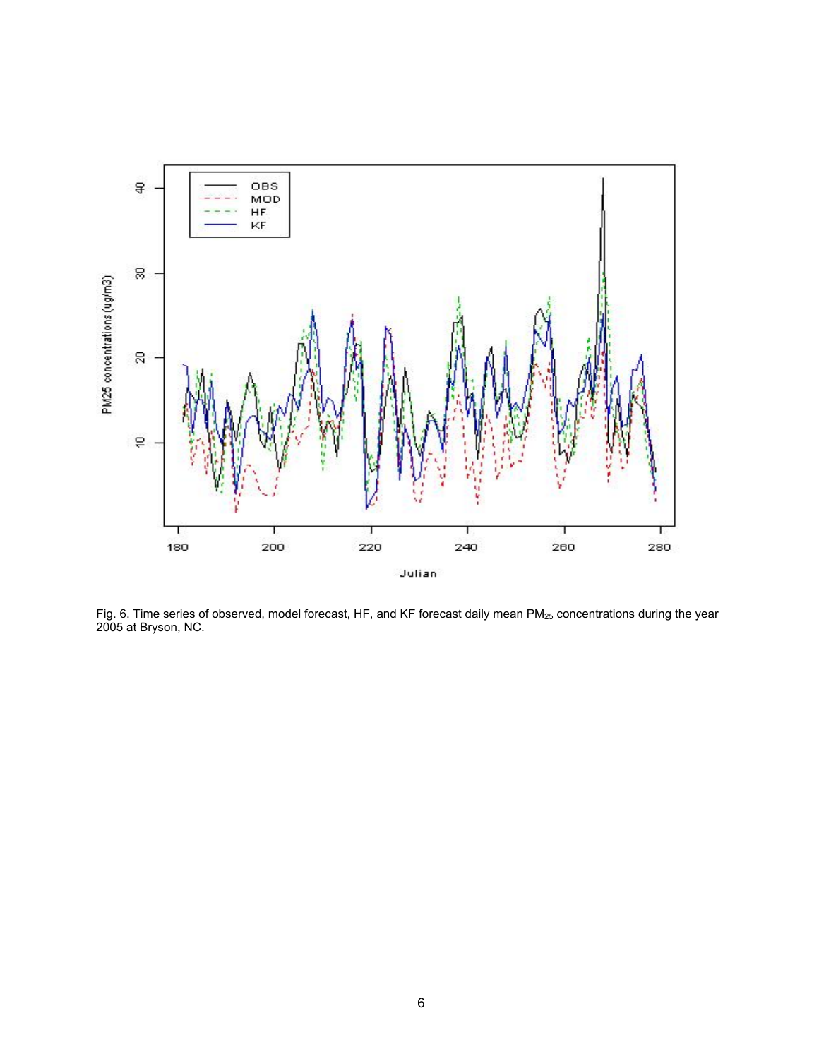OBS
MOD
HF
KF

PM25 concentrations (ug/m3)

10
20
30
40

180
200
220
240
260
280

Julian

Fig. 6. Time series of observed, model forecast, HF, and KF forecast daily mean $PM_{25}$ concentrations during the year 2005 at Bryson, NC.